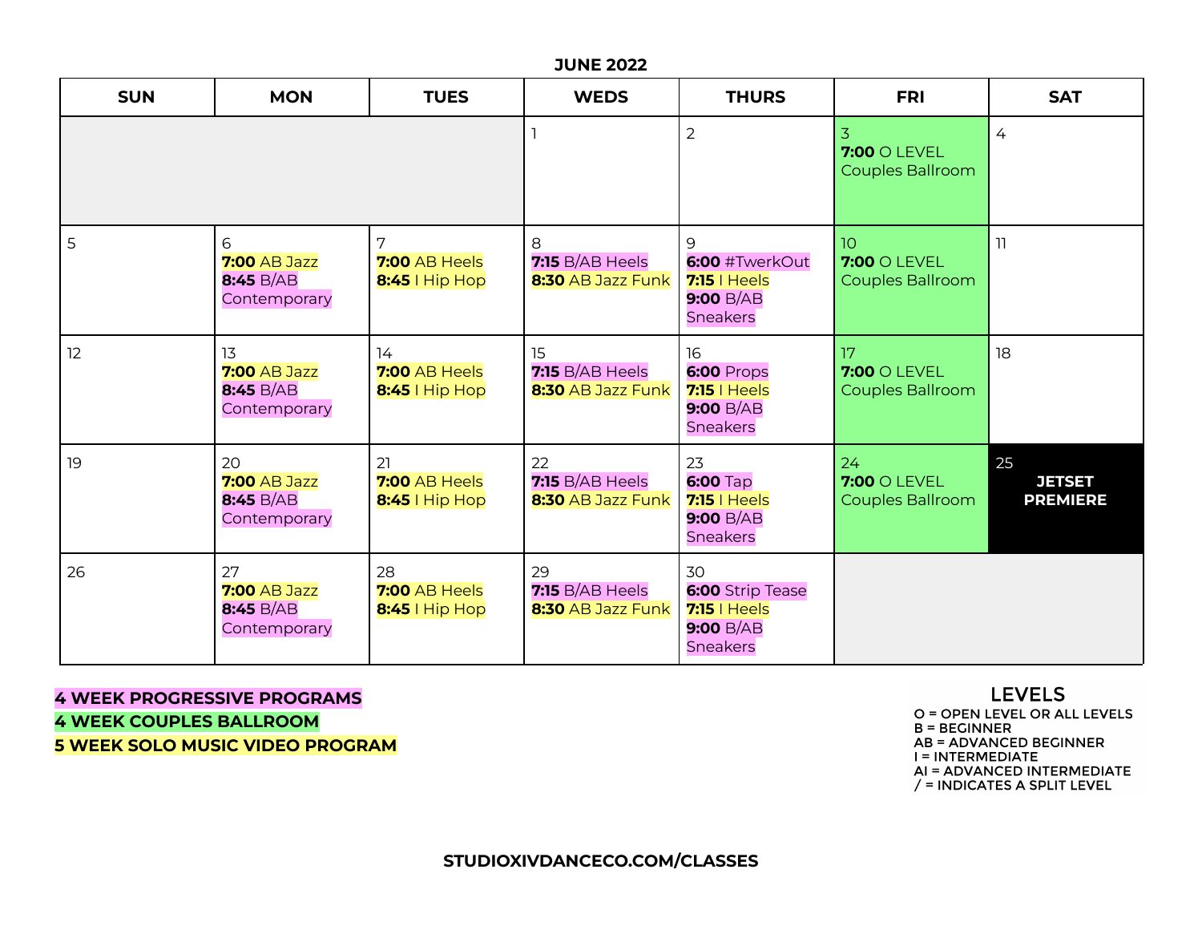## JUNE 2022

| SUN | MON | TUES | WEDS | THURS | FRI | SAT |
|---|---|---|---|---|---|---|
| | | | 1 | 2 | 3 **7:00** O LEVEL Couples Ballroom | 4 |
| 5 | 6 **7:00** AB Jazz **8:45** B/AB Contemporary | 7 **7:00** AB Heels **8:45** I Hip Hop | 8 **7:15** B/AB Heels **8:30** AB Jazz Funk | 9 **6:00** #TwerkOut **7:15** I Heels **9:00** B/AB Sneakers | 10 **7:00** O LEVEL Couples Ballroom | 11 |
| 12 | 13 **7:00** AB Jazz **8:45** B/AB Contemporary | 14 **7:00** AB Heels **8:45** I Hip Hop | 15 **7:15** B/AB Heels **8:30** AB Jazz Funk | 16 **6:00** Props **7:15** I Heels **9:00** B/AB Sneakers | 17 **7:00** O LEVEL Couples Ballroom | 18 |
| 19 | 20 **7:00** AB Jazz **8:45** B/AB Contemporary | 21 **7:00** AB Heels **8:45** I Hip Hop | 22 **7:15** B/AB Heels **8:30** AB Jazz Funk | 23 **6:00** Tap **7:15** I Heels **9:00** B/AB Sneakers | 24 **7:00** O LEVEL Couples Ballroom | 25 **JETSET PREMIERE** |
| 26 | 27 **7:00** AB Jazz **8:45** B/AB Contemporary | 28 **7:00** AB Heels **8:45** I Hip Hop | 29 **7:15** B/AB Heels **8:30** AB Jazz Funk | 30 **6:00** Strip Tease **7:15** I Heels **9:00** B/AB Sneakers | | |

**4 WEEK PROGRESSIVE PROGRAMS**
**4 WEEK COUPLES BALLROOM**
**5 WEEK SOLO MUSIC VIDEO PROGRAM**

### LEVELS

O = OPEN LEVEL OR ALL LEVELS
B = BEGINNER
AB = ADVANCED BEGINNER
I = INTERMEDIATE
AI = ADVANCED INTERMEDIATE
/ = INDICATES A SPLIT LEVEL

**STUDIOXIVDANCECO.COM/CLASSES**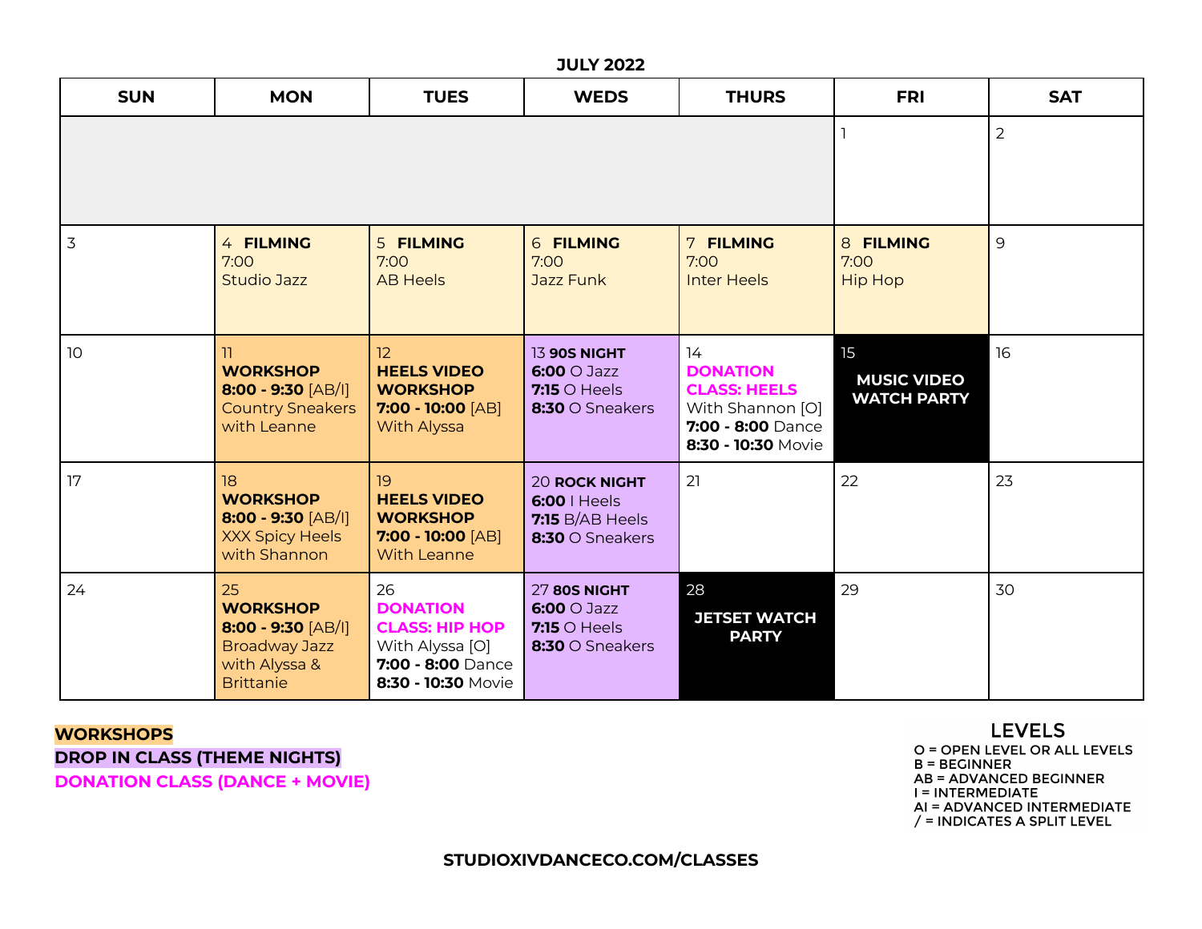## JULY 2022

| SUN | MON | TUES | WEDS | THURS | FRI | SAT |
|---|---|---|---|---|---|---|
| | | | | | 1 | 2 |
| 3 | 4 **FILMING** 7:00 Studio Jazz | 5 **FILMING** 7:00 AB Heels | 6 **FILMING** 7:00 Jazz Funk | 7 **FILMING** 7:00 Inter Heels | 8 **FILMING** 7:00 Hip Hop | 9 |
| 10 | 11 **WORKSHOP** **8:00 - 9:30** [AB/I] Country Sneakers with Leanne | 12 **HEELS VIDEO WORKSHOP** **7:00 - 10:00** [AB] With Alyssa | 13 **90S NIGHT** **6:00** O Jazz **7:15** O Heels **8:30** O Sneakers | 14 **DONATION CLASS: HEELS** With Shannon [O] **7:00 - 8:00** Dance **8:30 - 10:30** Movie | 15 **MUSIC VIDEO WATCH PARTY** | 16 |
| 17 | 18 **WORKSHOP** **8:00 - 9:30** [AB/I] XXX Spicy Heels with Shannon | 19 **HEELS VIDEO WORKSHOP** **7:00 - 10:00** [AB] With Leanne | 20 **ROCK NIGHT** **6:00** I Heels **7:15** B/AB Heels **8:30** O Sneakers | 21 | 22 | 23 |
| 24 | 25 **WORKSHOP** **8:00 - 9:30** [AB/I] Broadway Jazz with Alyssa & Brittanie | 26 **DONATION CLASS: HIP HOP** With Alyssa [O] **7:00 - 8:00** Dance **8:30 - 10:30** Movie | 27 **80S NIGHT** **6:00** O Jazz **7:15** O Heels **8:30** O Sneakers | 28 **JETSET WATCH PARTY** | 29 | 30 |

**WORKSHOPS**

**DROP IN CLASS (THEME NIGHTS)**

**DONATION CLASS (DANCE + MOVIE)**

### LEVELS

- O = OPEN LEVEL OR ALL LEVELS
- B = BEGINNER
- AB = ADVANCED BEGINNER
- I = INTERMEDIATE
- AI = ADVANCED INTERMEDIATE
- / = INDICATES A SPLIT LEVEL

**STUDIOXIVDANCECO.COM/CLASSES**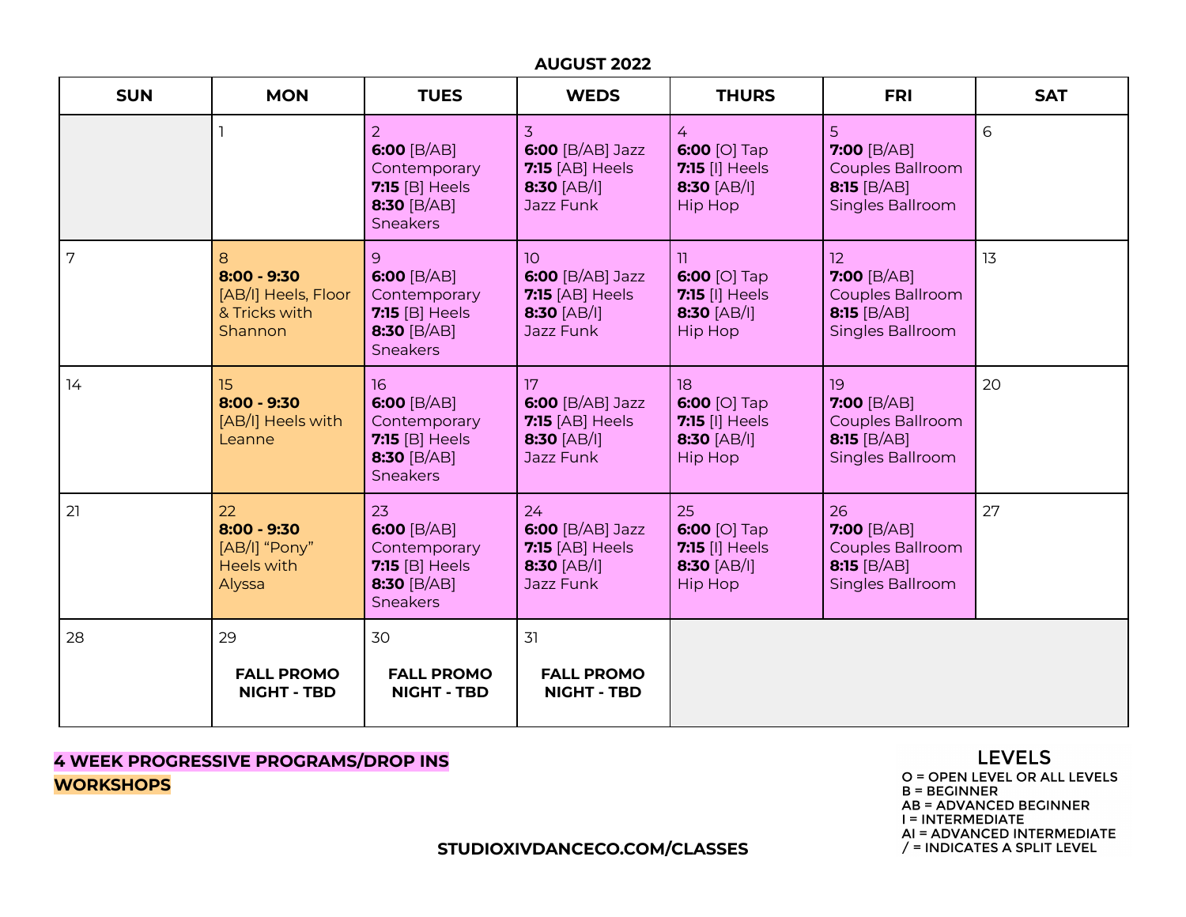## AUGUST 2022

| SUN | MON | TUES | WEDS | THURS | FRI | SAT |
|---|---|---|---|---|---|---|
| | 1 | 2<br>**6:00** [B/AB] Contemporary<br>**7:15** [B] Heels<br>**8:30** [B/AB] Sneakers | 3<br>**6:00** [B/AB] Jazz<br>**7:15** [AB] Heels<br>**8:30** [AB/I] Jazz Funk | 4<br>**6:00** [O] Tap<br>**7:15** [I] Heels<br>**8:30** [AB/I] Hip Hop | 5<br>**7:00** [B/AB] Couples Ballroom<br>**8:15** [B/AB] Singles Ballroom | 6 |
| 7 | 8<br>**8:00 - 9:30** [AB/I] Heels, Floor & Tricks with Shannon | 9<br>**6:00** [B/AB] Contemporary<br>**7:15** [B] Heels<br>**8:30** [B/AB] Sneakers | 10<br>**6:00** [B/AB] Jazz<br>**7:15** [AB] Heels<br>**8:30** [AB/I] Jazz Funk | 11<br>**6:00** [O] Tap<br>**7:15** [I] Heels<br>**8:30** [AB/I] Hip Hop | 12<br>**7:00** [B/AB] Couples Ballroom<br>**8:15** [B/AB] Singles Ballroom | 13 |
| 14 | 15<br>**8:00 - 9:30** [AB/I] Heels with Leanne | 16<br>**6:00** [B/AB] Contemporary<br>**7:15** [B] Heels<br>**8:30** [B/AB] Sneakers | 17<br>**6:00** [B/AB] Jazz<br>**7:15** [AB] Heels<br>**8:30** [AB/I] Jazz Funk | 18<br>**6:00** [O] Tap<br>**7:15** [I] Heels<br>**8:30** [AB/I] Hip Hop | 19<br>**7:00** [B/AB] Couples Ballroom<br>**8:15** [B/AB] Singles Ballroom | 20 |
| 21 | 22<br>**8:00 - 9:30** [AB/I] "Pony" Heels with Alyssa | 23<br>**6:00** [B/AB] Contemporary<br>**7:15** [B] Heels<br>**8:30** [B/AB] Sneakers | 24<br>**6:00** [B/AB] Jazz<br>**7:15** [AB] Heels<br>**8:30** [AB/I] Jazz Funk | 25<br>**6:00** [O] Tap<br>**7:15** [I] Heels<br>**8:30** [AB/I] Hip Hop | 26<br>**7:00** [B/AB] Couples Ballroom<br>**8:15** [B/AB] Singles Ballroom | 27 |
| 28 | 29<br>**FALL PROMO NIGHT - TBD** | 30<br>**FALL PROMO NIGHT - TBD** | 31<br>**FALL PROMO NIGHT - TBD** | | | |

**4 WEEK PROGRESSIVE PROGRAMS/DROP INS**

**WORKSHOPS**

**STUDIOXIVDANCECO.COM/CLASSES**

### LEVELS

O = OPEN LEVEL OR ALL LEVELS
B = BEGINNER
AB = ADVANCED BEGINNER
I = INTERMEDIATE
AI = ADVANCED INTERMEDIATE
/ = INDICATES A SPLIT LEVEL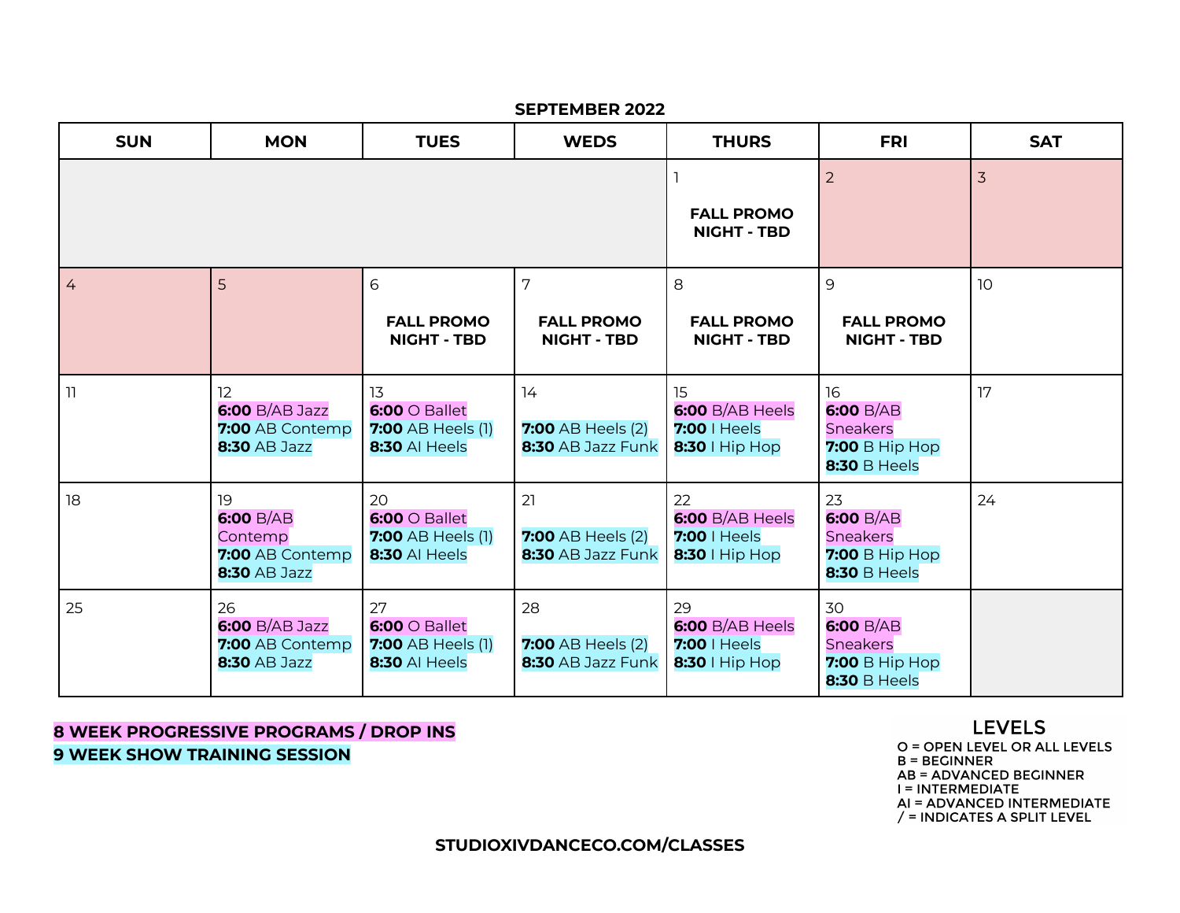## SEPTEMBER 2022

| SUN | MON | TUES | WEDS | THURS | FRI | SAT |
|---|---|---|---|---|---|---|
| | | | | 1<br>**FALL PROMO NIGHT - TBD** | 2 | 3 |
| 4 | 5 | 6<br>**FALL PROMO NIGHT - TBD** | 7<br>**FALL PROMO NIGHT - TBD** | 8<br>**FALL PROMO NIGHT - TBD** | 9<br>**FALL PROMO NIGHT - TBD** | 10 |
| 11 | 12<br>**6:00** B/AB Jazz<br>**7:00** AB Contemp<br>**8:30** AB Jazz | 13<br>**6:00** O Ballet<br>**7:00** AB Heels (1)<br>**8:30** AI Heels | 14<br>**7:00** AB Heels (2)<br>**8:30** AB Jazz Funk | 15<br>**6:00** B/AB Heels<br>**7:00** I Heels<br>**8:30** I Hip Hop | 16<br>**6:00** B/AB Sneakers<br>**7:00** B Hip Hop<br>**8:30** B Heels | 17 |
| 18 | 19<br>**6:00** B/AB Contemp<br>**7:00** AB Contemp<br>**8:30** AB Jazz | 20<br>**6:00** O Ballet<br>**7:00** AB Heels (1)<br>**8:30** AI Heels | 21<br>**7:00** AB Heels (2)<br>**8:30** AB Jazz Funk | 22<br>**6:00** B/AB Heels<br>**7:00** I Heels<br>**8:30** I Hip Hop | 23<br>**6:00** B/AB Sneakers<br>**7:00** B Hip Hop<br>**8:30** B Heels | 24 |
| 25 | 26<br>**6:00** B/AB Jazz<br>**7:00** AB Contemp<br>**8:30** AB Jazz | 27<br>**6:00** O Ballet<br>**7:00** AB Heels (1)<br>**8:30** AI Heels | 28<br>**7:00** AB Heels (2)<br>**8:30** AB Jazz Funk | 29<br>**6:00** B/AB Heels<br>**7:00** I Heels<br>**8:30** I Hip Hop | 30<br>**6:00** B/AB Sneakers<br>**7:00** B Hip Hop<br>**8:30** B Heels | |

**8 WEEK PROGRESSIVE PROGRAMS / DROP INS**
**9 WEEK SHOW TRAINING SESSION**

### LEVELS

- O = OPEN LEVEL OR ALL LEVELS
- B = BEGINNER
- AB = ADVANCED BEGINNER
- I = INTERMEDIATE
- AI = ADVANCED INTERMEDIATE
- / = INDICATES A SPLIT LEVEL

**STUDIOXIVDANCECO.COM/CLASSES**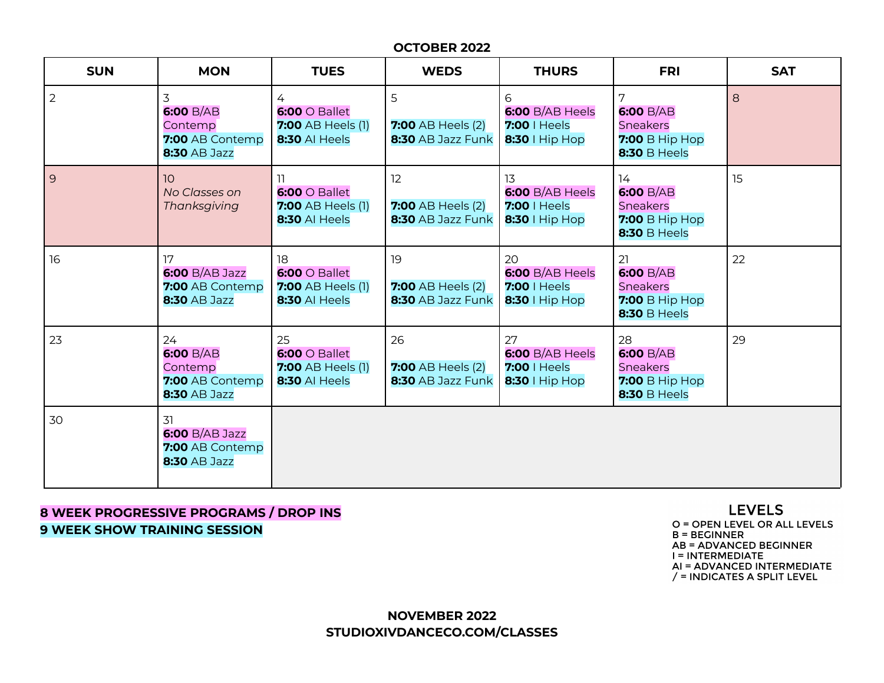## OCTOBER 2022

| SUN | MON | TUES | WEDS | THURS | FRI | SAT |
|---|---|---|---|---|---|---|
| 2 | 3<br>**6:00** B/AB Contemp<br>**7:00** AB Contemp<br>**8:30** AB Jazz | 4<br>**6:00** O Ballet<br>**7:00** AB Heels (1)<br>**8:30** AI Heels | 5<br><br>**7:00** AB Heels (2)<br>**8:30** AB Jazz Funk | 6<br>**6:00** B/AB Heels<br>**7:00** I Heels<br>**8:30** I Hip Hop | 7<br>**6:00** B/AB Sneakers<br>**7:00** B Hip Hop<br>**8:30** B Heels | 8 |
| 9 | 10<br>*No Classes on Thanksgiving* | 11<br>**6:00** O Ballet<br>**7:00** AB Heels (1)<br>**8:30** AI Heels | 12<br><br>**7:00** AB Heels (2)<br>**8:30** AB Jazz Funk | 13<br>**6:00** B/AB Heels<br>**7:00** I Heels<br>**8:30** I Hip Hop | 14<br>**6:00** B/AB Sneakers<br>**7:00** B Hip Hop<br>**8:30** B Heels | 15 |
| 16 | 17<br>**6:00** B/AB Jazz<br>**7:00** AB Contemp<br>**8:30** AB Jazz | 18<br>**6:00** O Ballet<br>**7:00** AB Heels (1)<br>**8:30** AI Heels | 19<br><br>**7:00** AB Heels (2)<br>**8:30** AB Jazz Funk | 20<br>**6:00** B/AB Heels<br>**7:00** I Heels<br>**8:30** I Hip Hop | 21<br>**6:00** B/AB Sneakers<br>**7:00** B Hip Hop<br>**8:30** B Heels | 22 |
| 23 | 24<br>**6:00** B/AB Contemp<br>**7:00** AB Contemp<br>**8:30** AB Jazz | 25<br>**6:00** O Ballet<br>**7:00** AB Heels (1)<br>**8:30** AI Heels | 26<br><br>**7:00** AB Heels (2)<br>**8:30** AB Jazz Funk | 27<br>**6:00** B/AB Heels<br>**7:00** I Heels<br>**8:30** I Hip Hop | 28<br>**6:00** B/AB Sneakers<br>**7:00** B Hip Hop<br>**8:30** B Heels | 29 |
| 30 | 31<br>**6:00** B/AB Jazz<br>**7:00** AB Contemp<br>**8:30** AB Jazz | | | | | |

**8 WEEK PROGRESSIVE PROGRAMS / DROP INS**

**9 WEEK SHOW TRAINING SESSION**

### LEVELS

O = OPEN LEVEL OR ALL LEVELS
B = BEGINNER
AB = ADVANCED BEGINNER
I = INTERMEDIATE
AI = ADVANCED INTERMEDIATE
/ = INDICATES A SPLIT LEVEL

**NOVEMBER 2022**
**STUDIOXIVDANCECO.COM/CLASSES**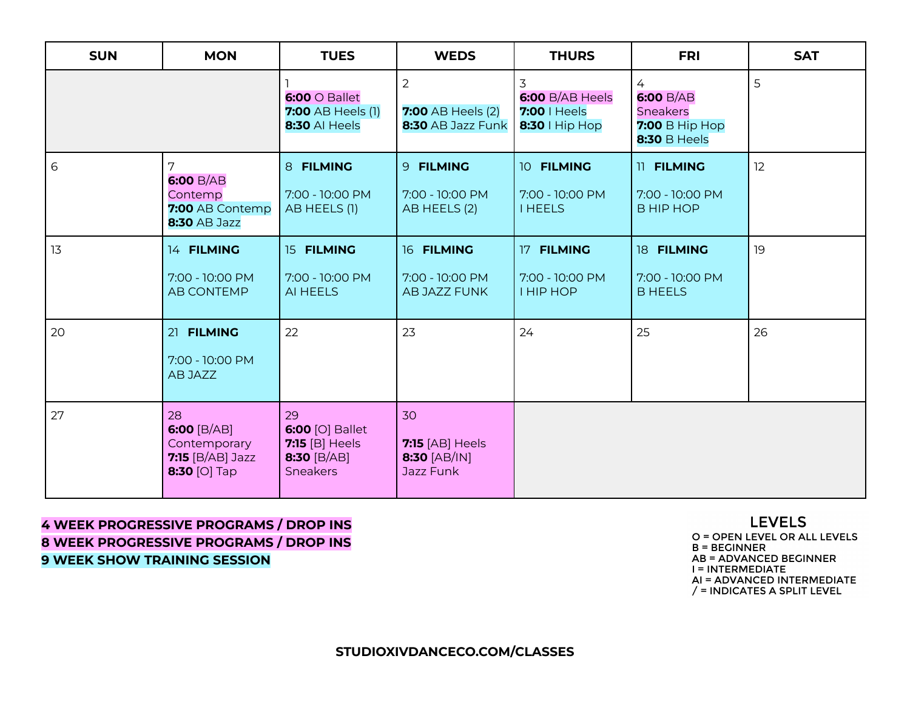| SUN | MON | TUES | WEDS | THURS | FRI | SAT |
|---|---|---|---|---|---|---|
| | | 1<br>**6:00** O Ballet<br>**7:00** AB Heels (1)<br>**8:30** AI Heels | 2<br><br>**7:00** AB Heels (2)<br>**8:30** AB Jazz Funk | 3<br>**6:00** B/AB Heels<br>**7:00** I Heels<br>**8:30** I Hip Hop | 4<br>**6:00** B/AB Sneakers<br>**7:00** B Hip Hop<br>**8:30** B Heels | 5 |
| 6 | 7<br>**6:00** B/AB Contemp<br>**7:00** AB Contemp<br>**8:30** AB Jazz | 8 **FILMING**<br><br>7:00 - 10:00 PM<br>AB HEELS (1) | 9 **FILMING**<br><br>7:00 - 10:00 PM<br>AB HEELS (2) | 10 **FILMING**<br><br>7:00 - 10:00 PM<br>I HEELS | 11 **FILMING**<br><br>7:00 - 10:00 PM<br>B HIP HOP | 12 |
| 13 | 14 **FILMING**<br><br>7:00 - 10:00 PM<br>AB CONTEMP | 15 **FILMING**<br><br>7:00 - 10:00 PM<br>AI HEELS | 16 **FILMING**<br><br>7:00 - 10:00 PM<br>AB JAZZ FUNK | 17 **FILMING**<br><br>7:00 - 10:00 PM<br>I HIP HOP | 18 **FILMING**<br><br>7:00 - 10:00 PM<br>B HEELS | 19 |
| 20 | 21 **FILMING**<br><br>7:00 - 10:00 PM<br>AB JAZZ | 22 | 23 | 24 | 25 | 26 |
| 27 | 28<br>**6:00** [B/AB] Contemporary<br>**7:15** [B/AB] Jazz<br>**8:30** [O] Tap | 29<br>**6:00** [O] Ballet<br>**7:15** [B] Heels<br>**8:30** [B/AB] Sneakers | 30<br><br>**7:15** [AB] Heels<br>**8:30** [AB/IN] Jazz Funk | | | |

**4 WEEK PROGRESSIVE PROGRAMS / DROP INS**
**8 WEEK PROGRESSIVE PROGRAMS / DROP INS**
**9 WEEK SHOW TRAINING SESSION**

## LEVELS

O = OPEN LEVEL OR ALL LEVELS
B = BEGINNER
AB = ADVANCED BEGINNER
I = INTERMEDIATE
AI = ADVANCED INTERMEDIATE
/ = INDICATES A SPLIT LEVEL

**STUDIOXIVDANCECO.COM/CLASSES**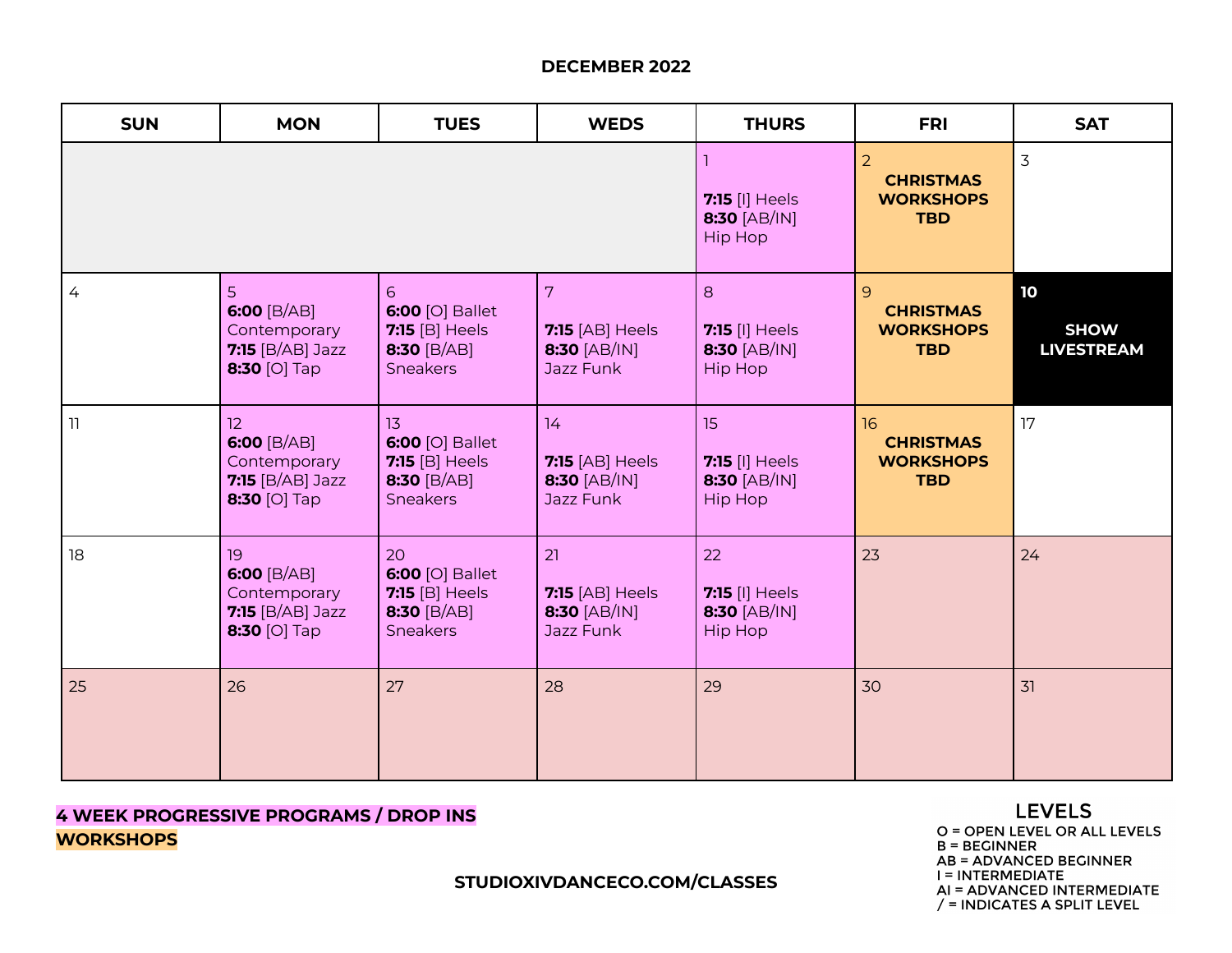**DECEMBER 2022**

| SUN | MON | TUES | WEDS | THURS | FRI | SAT |
|---|---|---|---|---|---|---|
| | | | | 1<br>**7:15** [I] Heels<br>**8:30** [AB/IN] Hip Hop | 2<br>**CHRISTMAS WORKSHOPS TBD** | 3 |
| 4 | 5<br>**6:00** [B/AB] Contemporary<br>**7:15** [B/AB] Jazz<br>**8:30** [O] Tap | 6<br>**6:00** [O] Ballet<br>**7:15** [B] Heels<br>**8:30** [B/AB] Sneakers | 7<br>**7:15** [AB] Heels<br>**8:30** [AB/IN] Jazz Funk | 8<br>**7:15** [I] Heels<br>**8:30** [AB/IN] Hip Hop | 9<br>**CHRISTMAS WORKSHOPS TBD** | **10**<br>**SHOW LIVESTREAM** |
| 11 | 12<br>**6:00** [B/AB] Contemporary<br>**7:15** [B/AB] Jazz<br>**8:30** [O] Tap | 13<br>**6:00** [O] Ballet<br>**7:15** [B] Heels<br>**8:30** [B/AB] Sneakers | 14<br>**7:15** [AB] Heels<br>**8:30** [AB/IN] Jazz Funk | 15<br>**7:15** [I] Heels<br>**8:30** [AB/IN] Hip Hop | 16<br>**CHRISTMAS WORKSHOPS TBD** | 17 |
| 18 | 19<br>**6:00** [B/AB] Contemporary<br>**7:15** [B/AB] Jazz<br>**8:30** [O] Tap | 20<br>**6:00** [O] Ballet<br>**7:15** [B] Heels<br>**8:30** [B/AB] Sneakers | 21<br>**7:15** [AB] Heels<br>**8:30** [AB/IN] Jazz Funk | 22<br>**7:15** [I] Heels<br>**8:30** [AB/IN] Hip Hop | 23 | 24 |
| 25 | 26 | 27 | 28 | 29 | 30 | 31 |

**4 WEEK PROGRESSIVE PROGRAMS / DROP INS**

**WORKSHOPS**

**STUDIOXIVDANCECO.COM/CLASSES**

**LEVELS**

- O = OPEN LEVEL OR ALL LEVELS
- B = BEGINNER
- AB = ADVANCED BEGINNER
- I = INTERMEDIATE
- AI = ADVANCED INTERMEDIATE
- / = INDICATES A SPLIT LEVEL